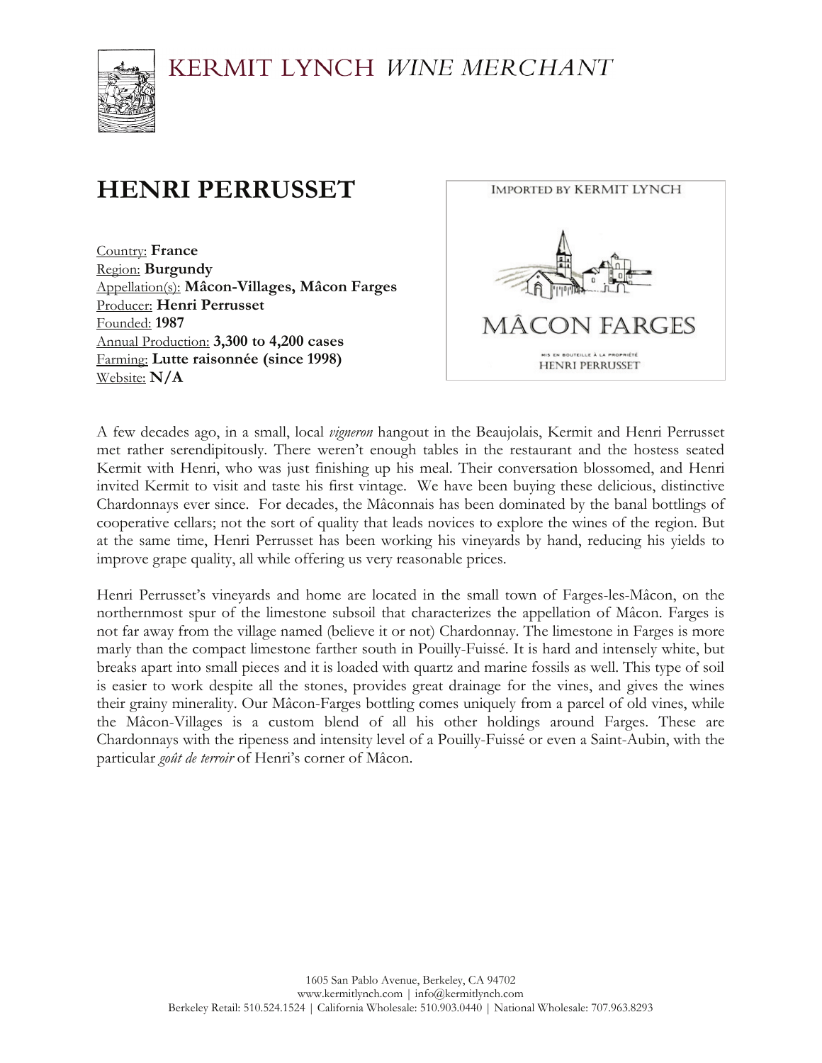KERMIT LYNCH *WINE MERCHANT*

# HENRI PERRUSSET

Country: **France**
Region: **Burgundy**
Appellation(s): **Mâcon-Villages, Mâcon Farges**
Producer: **Henri Perrusset**
Founded: **1987**
Annual Production: **3,300 to 4,200 cases**
Farming: **Lutte raisonnée (since 1998)**
Website: **N/A**

A few decades ago, in a small, local *vigneron* hangout in the Beaujolais, Kermit and Henri Perrusset met rather serendipitously. There weren't enough tables in the restaurant and the hostess seated Kermit with Henri, who was just finishing up his meal. Their conversation blossomed, and Henri invited Kermit to visit and taste his first vintage. We have been buying these delicious, distinctive Chardonnays ever since. For decades, the Mâconnais has been dominated by the banal bottlings of cooperative cellars; not the sort of quality that leads novices to explore the wines of the region. But at the same time, Henri Perrusset has been working his vineyards by hand, reducing his yields to improve grape quality, all while offering us very reasonable prices.

Henri Perrusset's vineyards and home are located in the small town of Farges-les-Mâcon, on the northernmost spur of the limestone subsoil that characterizes the appellation of Mâcon. Farges is not far away from the village named (believe it or not) Chardonnay. The limestone in Farges is more marly than the compact limestone farther south in Pouilly-Fuissé. It is hard and intensely white, but breaks apart into small pieces and it is loaded with quartz and marine fossils as well. This type of soil is easier to work despite all the stones, provides great drainage for the vines, and gives the wines their grainy minerality. Our Mâcon-Farges bottling comes uniquely from a parcel of old vines, while the Mâcon-Villages is a custom blend of all his other holdings around Farges. These are Chardonnays with the ripeness and intensity level of a Pouilly-Fuissé or even a Saint-Aubin, with the particular *goût de terroir* of Henri's corner of Mâcon.

1605 San Pablo Avenue, Berkeley, CA 94702
www.kermitlynch.com | info@kermitlynch.com
Berkeley Retail: 510.524.1524 | California Wholesale: 510.903.0440 | National Wholesale: 707.963.8293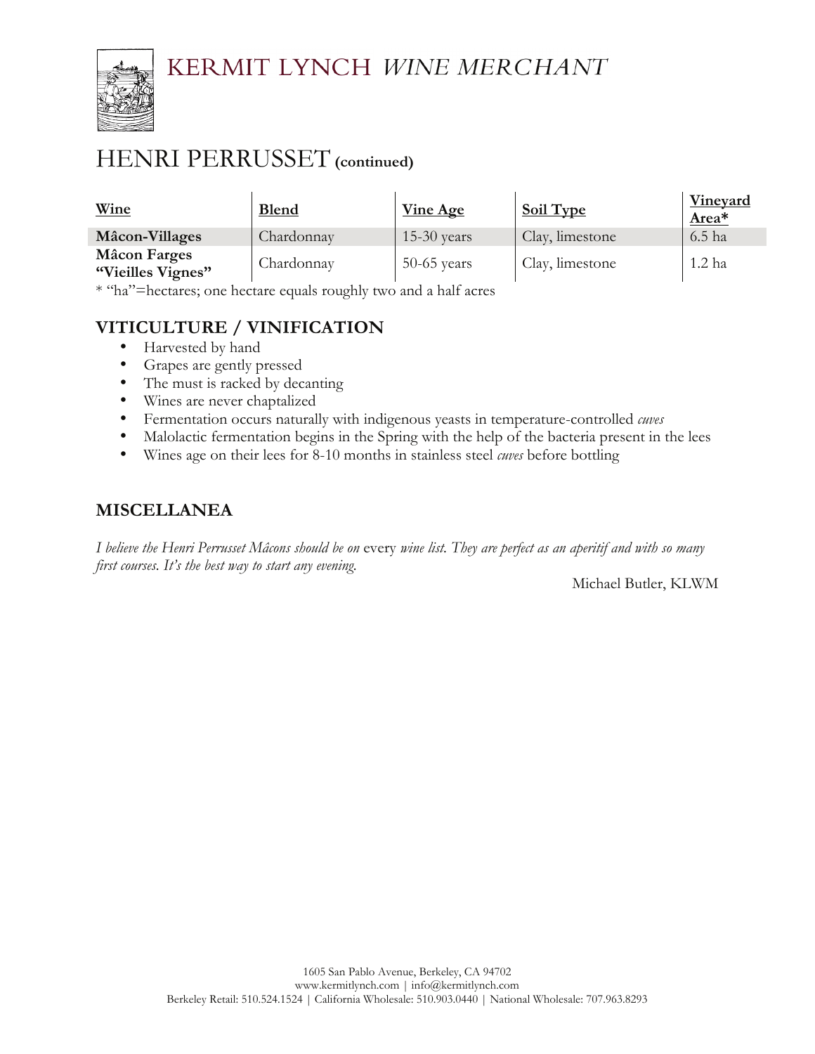# KERMIT LYNCH *WINE MERCHANT*

## HENRI PERRUSSET **(continued)**

| Wine | Blend | Vine Age | Soil Type | Vineyard Area* |
|---|---|---|---|---|
| **Mâcon-Villages** | Chardonnay | 15-30 years | Clay, limestone | 6.5 ha |
| **Mâcon Farges "Vieilles Vignes"** | Chardonnay | 50-65 years | Clay, limestone | 1.2 ha |

* "ha"=hectares; one hectare equals roughly two and a half acres

### VITICULTURE / VINIFICATION

- Harvested by hand
- Grapes are gently pressed
- The must is racked by decanting
- Wines are never chaptalized
- Fermentation occurs naturally with indigenous yeasts in temperature-controlled *cuves*
- Malolactic fermentation begins in the Spring with the help of the bacteria present in the lees
- Wines age on their lees for 8-10 months in stainless steel *cuves* before bottling

### MISCELLANEA

*I believe the Henri Perrusset Mâcons should be on* every *wine list. They are perfect as an aperitif and with so many first courses. It's the best way to start any evening.*

Michael Butler, KLWM

1605 San Pablo Avenue, Berkeley, CA 94702
www.kermitlynch.com | info@kermitlynch.com
Berkeley Retail: 510.524.1524 | California Wholesale: 510.903.0440 | National Wholesale: 707.963.8293